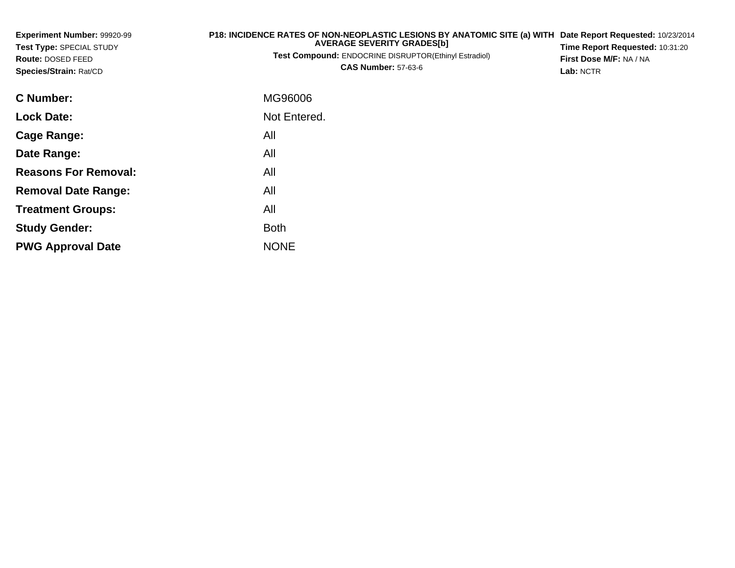**Experiment Number:** 99920-99
**Test Type:** SPECIAL STUDY
**Route:** DOSED FEED
**Species/Strain:** Rat/CD

**P18: INCIDENCE RATES OF NON-NEOPLASTIC LESIONS BY ANATOMIC SITE (a) WITH AVERAGE SEVERITY GRADES[b]**
**Test Compound:** ENDOCRINE DISRUPTOR(Ethinyl Estradiol)
**CAS Number:** 57-63-6

**Date Report Requested:** 10/23/2014
**Time Report Requested:** 10:31:20
**First Dose M/F:** NA / NA
**Lab:** NCTR

| | |
|---|---|
| **C Number:** | MG96006 |
| **Lock Date:** | Not Entered. |
| **Cage Range:** | All |
| **Date Range:** | All |
| **Reasons For Removal:** | All |
| **Removal Date Range:** | All |
| **Treatment Groups:** | All |
| **Study Gender:** | Both |
| **PWG Approval Date** | NONE |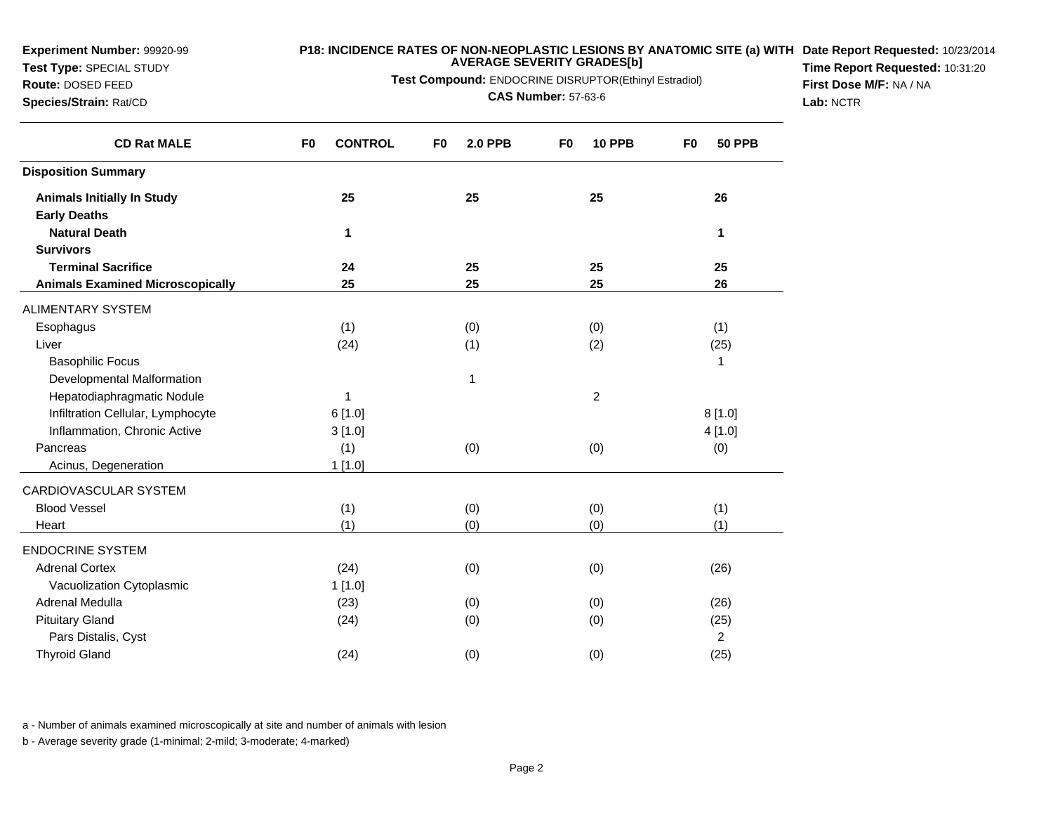**Experiment Number:** 99920-99
**Test Type:** SPECIAL STUDY
**Route:** DOSED FEED
**Species/Strain:** Rat/CD

**P18: INCIDENCE RATES OF NON-NEOPLASTIC LESIONS BY ANATOMIC SITE (a) WITH AVERAGE SEVERITY GRADES[b]**

**Test Compound:** ENDOCRINE DISRUPTOR(Ethinyl Estradiol)

**CAS Number:** 57-63-6

**Date Report Requested:** 10/23/2014
**Time Report Requested:** 10:31:20
**First Dose M/F:** NA / NA
**Lab:** NCTR

| CD Rat MALE | F0 CONTROL | F0 2.0 PPB | F0 10 PPB | F0 50 PPB |
|---|---|---|---|---|
| **Disposition Summary** | | | | |
| **Animals Initially In Study** | **25** | **25** | **25** | **26** |
| **Early Deaths** | | | | |
| **Natural Death** | **1** | | | **1** |
| **Survivors** | | | | |
| **Terminal Sacrifice** | **24** | **25** | **25** | **25** |
| **Animals Examined Microscopically** | **25** | **25** | **25** | **26** |
| ALIMENTARY SYSTEM | | | | |
| Esophagus | (1) | (0) | (0) | (1) |
| Liver | (24) | (1) | (2) | (25) |
| Basophilic Focus | | | | 1 |
| Developmental Malformation | | 1 | | |
| Hepatodiaphragmatic Nodule | 1 | | 2 | |
| Infiltration Cellular, Lymphocyte | 6 [1.0] | | | 8 [1.0] |
| Inflammation, Chronic Active | 3 [1.0] | | | 4 [1.0] |
| Pancreas | (1) | (0) | (0) | (0) |
| Acinus, Degeneration | 1 [1.0] | | | |
| CARDIOVASCULAR SYSTEM | | | | |
| Blood Vessel | (1) | (0) | (0) | (1) |
| Heart | (1) | (0) | (0) | (1) |
| ENDOCRINE SYSTEM | | | | |
| Adrenal Cortex | (24) | (0) | (0) | (26) |
| Vacuolization Cytoplasmic | 1 [1.0] | | | |
| Adrenal Medulla | (23) | (0) | (0) | (26) |
| Pituitary Gland | (24) | (0) | (0) | (25) |
| Pars Distalis, Cyst | | | | 2 |
| Thyroid Gland | (24) | (0) | (0) | (25) |

a - Number of animals examined microscopically at site and number of animals with lesion

b - Average severity grade (1-minimal; 2-mild; 3-moderate; 4-marked)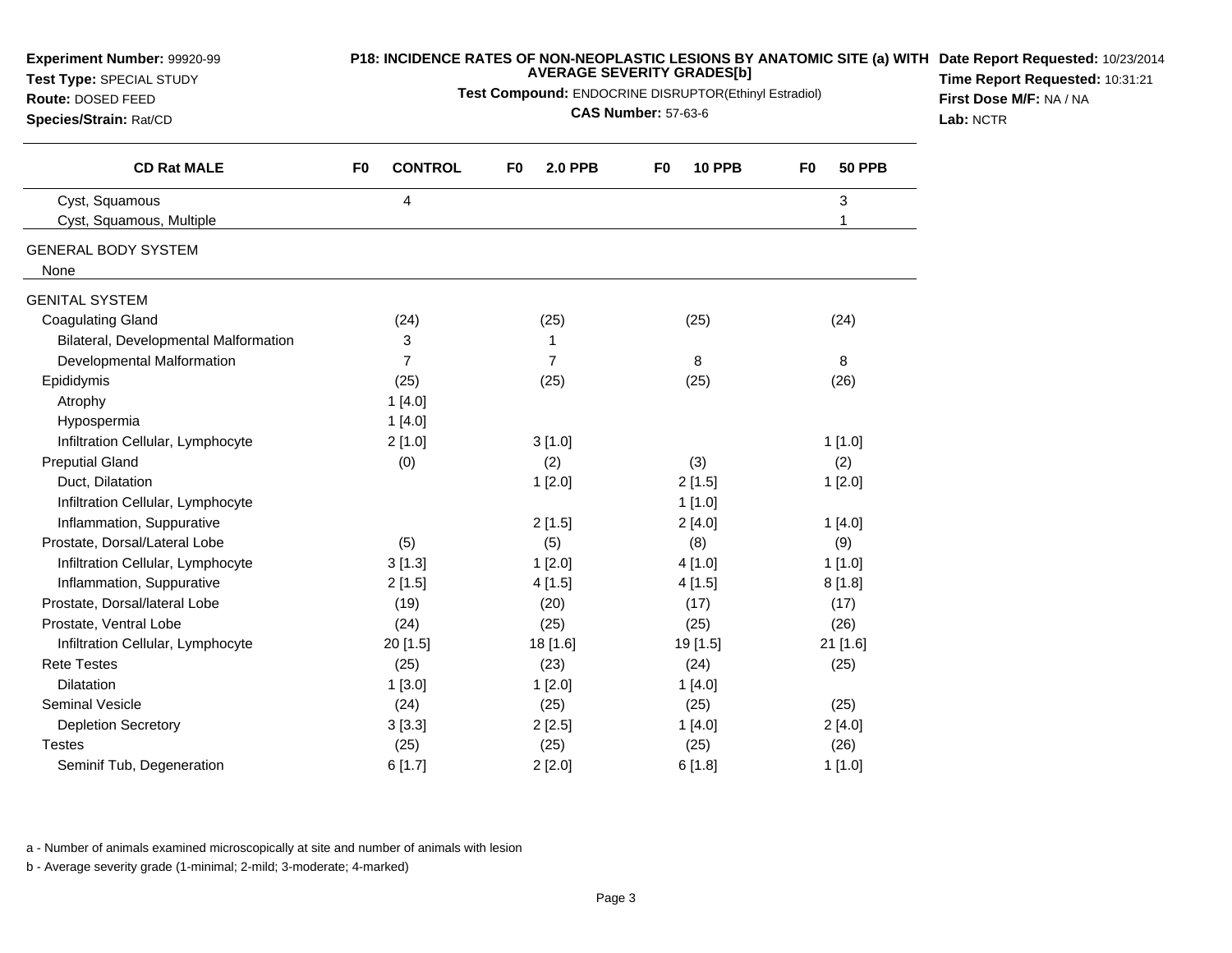**Experiment Number:** 99920-99
**Test Type:** SPECIAL STUDY
**Route:** DOSED FEED
**Species/Strain:** Rat/CD

**P18: INCIDENCE RATES OF NON-NEOPLASTIC LESIONS BY ANATOMIC SITE (a) WITH AVERAGE SEVERITY GRADES[b]**
**Test Compound:** ENDOCRINE DISRUPTOR(Ethinyl Estradiol)
**CAS Number:** 57-63-6

**Date Report Requested:** 10/23/2014
**Time Report Requested:** 10:31:21
**First Dose M/F:** NA / NA
**Lab:** NCTR

| CD Rat MALE | F0 CONTROL | F0 2.0 PPB | F0 10 PPB | F0 50 PPB |
|---|---|---|---|---|
| Cyst, Squamous | 4 | | | 3 |
| Cyst, Squamous, Multiple | | | | 1 |
| GENERAL BODY SYSTEM | | | | |
| None | | | | |
| GENITAL SYSTEM | | | | |
| Coagulating Gland | (24) | (25) | (25) | (24) |
| Bilateral, Developmental Malformation | 3 | 1 | | |
| Developmental Malformation | 7 | 7 | 8 | 8 |
| Epididymis | (25) | (25) | (25) | (26) |
| Atrophy | 1 [4.0] | | | |
| Hypospermia | 1 [4.0] | | | |
| Infiltration Cellular, Lymphocyte | 2 [1.0] | 3 [1.0] | | 1 [1.0] |
| Preputial Gland | (0) | (2) | (3) | (2) |
| Duct, Dilatation | | 1 [2.0] | 2 [1.5] | 1 [2.0] |
| Infiltration Cellular, Lymphocyte | | | 1 [1.0] | |
| Inflammation, Suppurative | | 2 [1.5] | 2 [4.0] | 1 [4.0] |
| Prostate, Dorsal/Lateral Lobe | (5) | (5) | (8) | (9) |
| Infiltration Cellular, Lymphocyte | 3 [1.3] | 1 [2.0] | 4 [1.0] | 1 [1.0] |
| Inflammation, Suppurative | 2 [1.5] | 4 [1.5] | 4 [1.5] | 8 [1.8] |
| Prostate, Dorsal/lateral Lobe | (19) | (20) | (17) | (17) |
| Prostate, Ventral Lobe | (24) | (25) | (25) | (26) |
| Infiltration Cellular, Lymphocyte | 20 [1.5] | 18 [1.6] | 19 [1.5] | 21 [1.6] |
| Rete Testes | (25) | (23) | (24) | (25) |
| Dilatation | 1 [3.0] | 1 [2.0] | 1 [4.0] | |
| Seminal Vesicle | (24) | (25) | (25) | (25) |
| Depletion Secretory | 3 [3.3] | 2 [2.5] | 1 [4.0] | 2 [4.0] |
| Testes | (25) | (25) | (25) | (26) |
| Seminif Tub, Degeneration | 6 [1.7] | 2 [2.0] | 6 [1.8] | 1 [1.0] |

a - Number of animals examined microscopically at site and number of animals with lesion

b - Average severity grade (1-minimal; 2-mild; 3-moderate; 4-marked)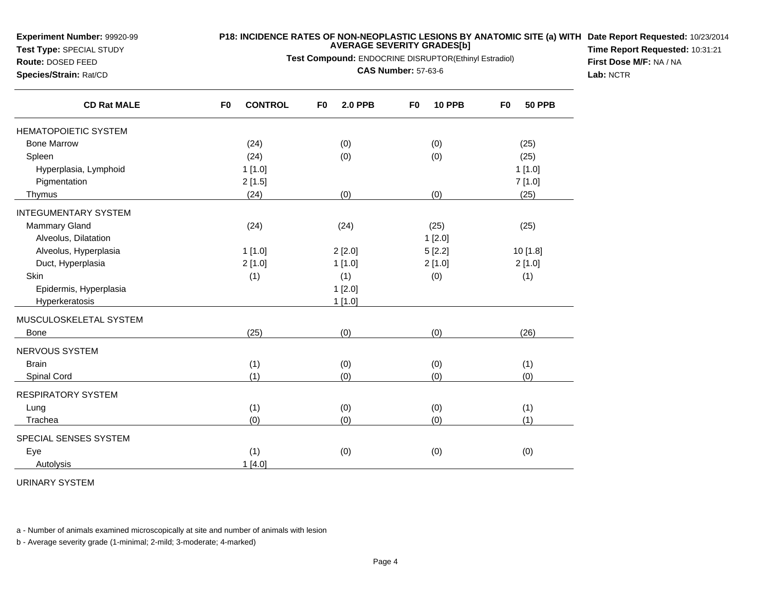**Experiment Number:** 99920-99
**Test Type:** SPECIAL STUDY
**Route:** DOSED FEED
**Species/Strain:** Rat/CD

**P18: INCIDENCE RATES OF NON-NEOPLASTIC LESIONS BY ANATOMIC SITE (a) WITH AVERAGE SEVERITY GRADES[b]**
**Test Compound:** ENDOCRINE DISRUPTOR(Ethinyl Estradiol)
**CAS Number:** 57-63-6

**Date Report Requested:** 10/23/2014
**Time Report Requested:** 10:31:21
**First Dose M/F:** NA / NA
**Lab:** NCTR

| CD Rat MALE | F0 CONTROL | F0 2.0 PPB | F0 10 PPB | F0 50 PPB |
|---|---|---|---|---|
| HEMATOPOIETIC SYSTEM | | | | |
| Bone Marrow | (24) | (0) | (0) | (25) |
| Spleen | (24) | (0) | (0) | (25) |
| Hyperplasia, Lymphoid | 1 [1.0] | | | 1 [1.0] |
| Pigmentation | 2 [1.5] | | | 7 [1.0] |
| Thymus | (24) | (0) | (0) | (25) |
| INTEGUMENTARY SYSTEM | | | | |
| Mammary Gland | (24) | (24) | (25) | (25) |
| Alveolus, Dilatation | | | 1 [2.0] | |
| Alveolus, Hyperplasia | 1 [1.0] | 2 [2.0] | 5 [2.2] | 10 [1.8] |
| Duct, Hyperplasia | 2 [1.0] | 1 [1.0] | 2 [1.0] | 2 [1.0] |
| Skin | (1) | (1) | (0) | (1) |
| Epidermis, Hyperplasia | | 1 [2.0] | | |
| Hyperkeratosis | | 1 [1.0] | | |
| MUSCULOSKELETAL SYSTEM | | | | |
| Bone | (25) | (0) | (0) | (26) |
| NERVOUS SYSTEM | | | | |
| Brain | (1) | (0) | (0) | (1) |
| Spinal Cord | (1) | (0) | (0) | (0) |
| RESPIRATORY SYSTEM | | | | |
| Lung | (1) | (0) | (0) | (1) |
| Trachea | (0) | (0) | (0) | (1) |
| SPECIAL SENSES SYSTEM | | | | |
| Eye | (1) | (0) | (0) | (0) |
| Autolysis | 1 [4.0] | | | |
| URINARY SYSTEM | | | | |

a - Number of animals examined microscopically at site and number of animals with lesion

b - Average severity grade (1-minimal; 2-mild; 3-moderate; 4-marked)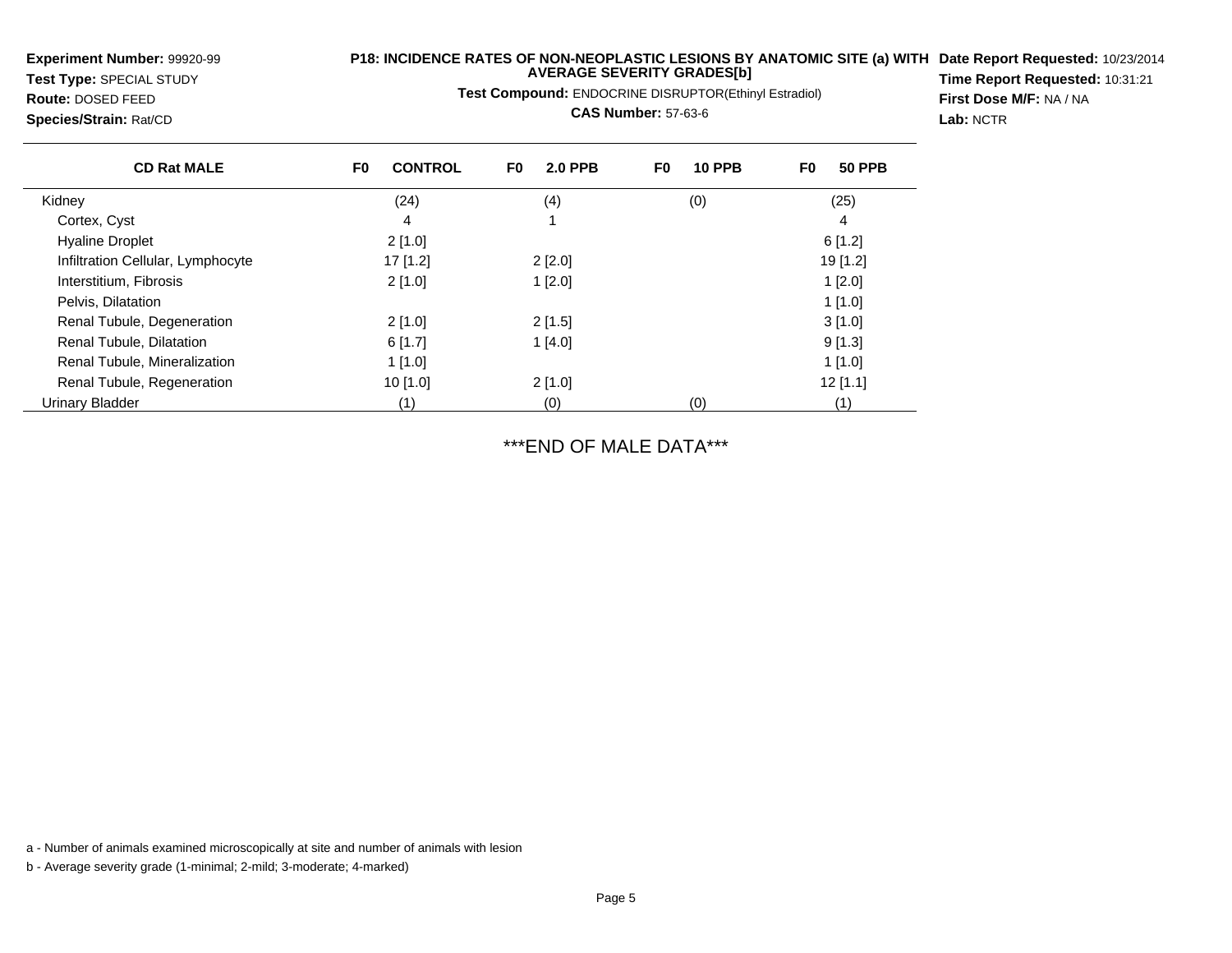**Experiment Number:** 99920-99
**Test Type:** SPECIAL STUDY
**Route:** DOSED FEED
**Species/Strain:** Rat/CD

**P18: INCIDENCE RATES OF NON-NEOPLASTIC LESIONS BY ANATOMIC SITE (a) WITH AVERAGE SEVERITY GRADES[b]**

**Test Compound:** ENDOCRINE DISRUPTOR(Ethinyl Estradiol)

**CAS Number:** 57-63-6

**Date Report Requested:** 10/23/2014
**Time Report Requested:** 10:31:21
**First Dose M/F:** NA / NA
**Lab:** NCTR

| CD Rat MALE | F0 CONTROL | F0 2.0 PPB | F0 10 PPB | F0 50 PPB |
|---|---|---|---|---|
| Kidney | (24) | (4) | (0) | (25) |
| Cortex, Cyst | 4 | 1 | | 4 |
| Hyaline Droplet | 2 [1.0] | | | 6 [1.2] |
| Infiltration Cellular, Lymphocyte | 17 [1.2] | 2 [2.0] | | 19 [1.2] |
| Interstitium, Fibrosis | 2 [1.0] | 1 [2.0] | | 1 [2.0] |
| Pelvis, Dilatation | | | | 1 [1.0] |
| Renal Tubule, Degeneration | 2 [1.0] | 2 [1.5] | | 3 [1.0] |
| Renal Tubule, Dilatation | 6 [1.7] | 1 [4.0] | | 9 [1.3] |
| Renal Tubule, Mineralization | 1 [1.0] | | | 1 [1.0] |
| Renal Tubule, Regeneration | 10 [1.0] | 2 [1.0] | | 12 [1.1] |
| Urinary Bladder | (1) | (0) | (0) | (1) |

***END OF MALE DATA***

a - Number of animals examined microscopically at site and number of animals with lesion

b - Average severity grade (1-minimal; 2-mild; 3-moderate; 4-marked)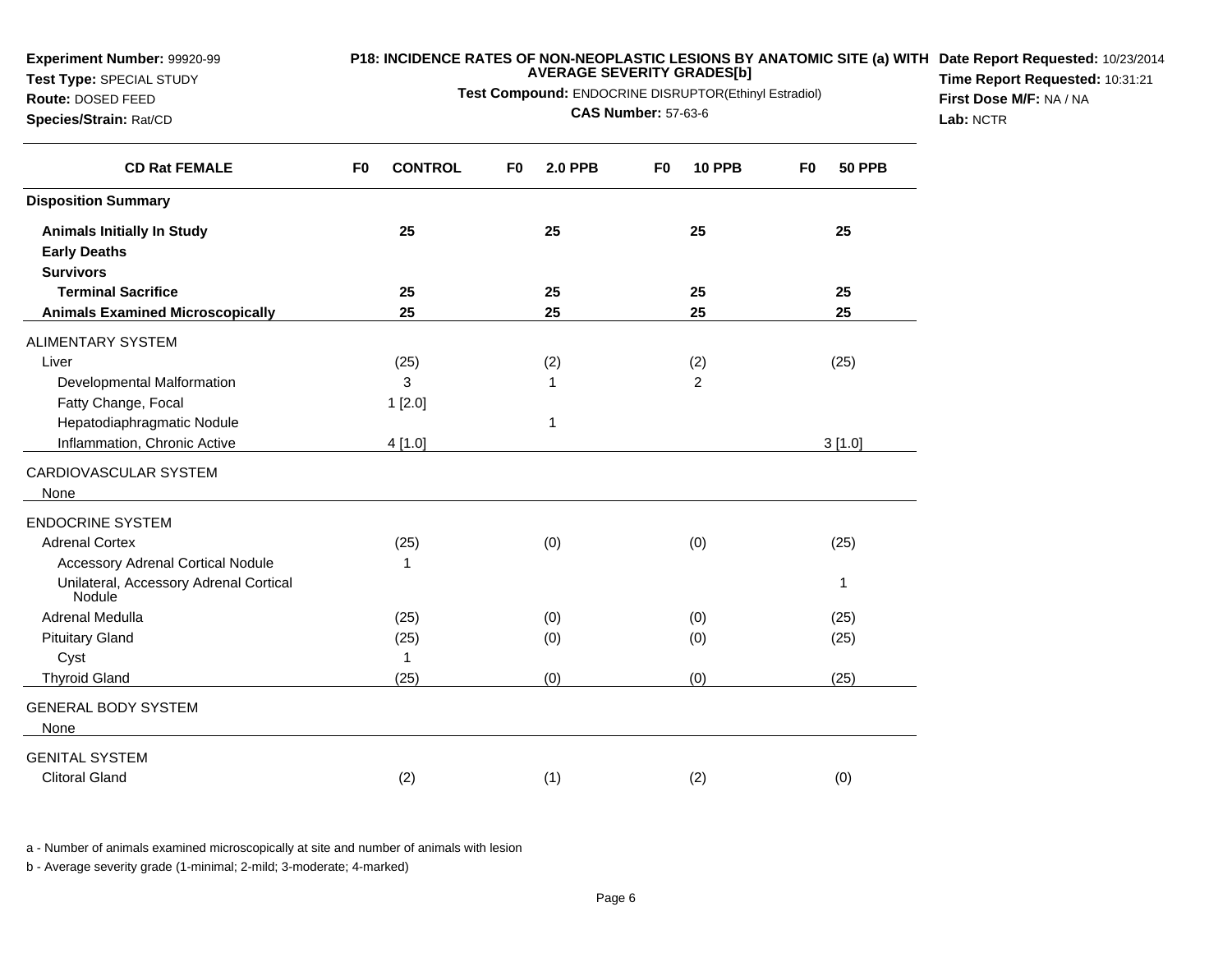**Experiment Number:** 99920-99
**Test Type:** SPECIAL STUDY
**Route:** DOSED FEED
**Species/Strain:** Rat/CD

**P18: INCIDENCE RATES OF NON-NEOPLASTIC LESIONS BY ANATOMIC SITE (a) WITH AVERAGE SEVERITY GRADES[b]**
**Test Compound:** ENDOCRINE DISRUPTOR(Ethinyl Estradiol)
**CAS Number:** 57-63-6

**Date Report Requested:** 10/23/2014
**Time Report Requested:** 10:31:21
**First Dose M/F:** NA / NA
**Lab:** NCTR

| CD Rat FEMALE | F0 CONTROL | F0 2.0 PPB | F0 10 PPB | F0 50 PPB |
|---|---|---|---|---|
| **Disposition Summary** | | | | |
| **Animals Initially In Study** | **25** | **25** | **25** | **25** |
| **Early Deaths** | | | | |
| **Survivors** | | | | |
| **Terminal Sacrifice** | **25** | **25** | **25** | **25** |
| **Animals Examined Microscopically** | **25** | **25** | **25** | **25** |
| ALIMENTARY SYSTEM | | | | |
| Liver | (25) | (2) | (2) | (25) |
| Developmental Malformation | 3 | 1 | 2 | |
| Fatty Change, Focal | 1 [2.0] | | | |
| Hepatodiaphragmatic Nodule | | 1 | | |
| Inflammation, Chronic Active | 4 [1.0] | | | 3 [1.0] |
| CARDIOVASCULAR SYSTEM | | | | |
| None | | | | |
| ENDOCRINE SYSTEM | | | | |
| Adrenal Cortex | (25) | (0) | (0) | (25) |
| Accessory Adrenal Cortical Nodule | 1 | | | |
| Unilateral, Accessory Adrenal Cortical Nodule | | | | 1 |
| Adrenal Medulla | (25) | (0) | (0) | (25) |
| Pituitary Gland | (25) | (0) | (0) | (25) |
| Cyst | 1 | | | |
| Thyroid Gland | (25) | (0) | (0) | (25) |
| GENERAL BODY SYSTEM | | | | |
| None | | | | |
| GENITAL SYSTEM | | | | |
| Clitoral Gland | (2) | (1) | (2) | (0) |

a - Number of animals examined microscopically at site and number of animals with lesion

b - Average severity grade (1-minimal; 2-mild; 3-moderate; 4-marked)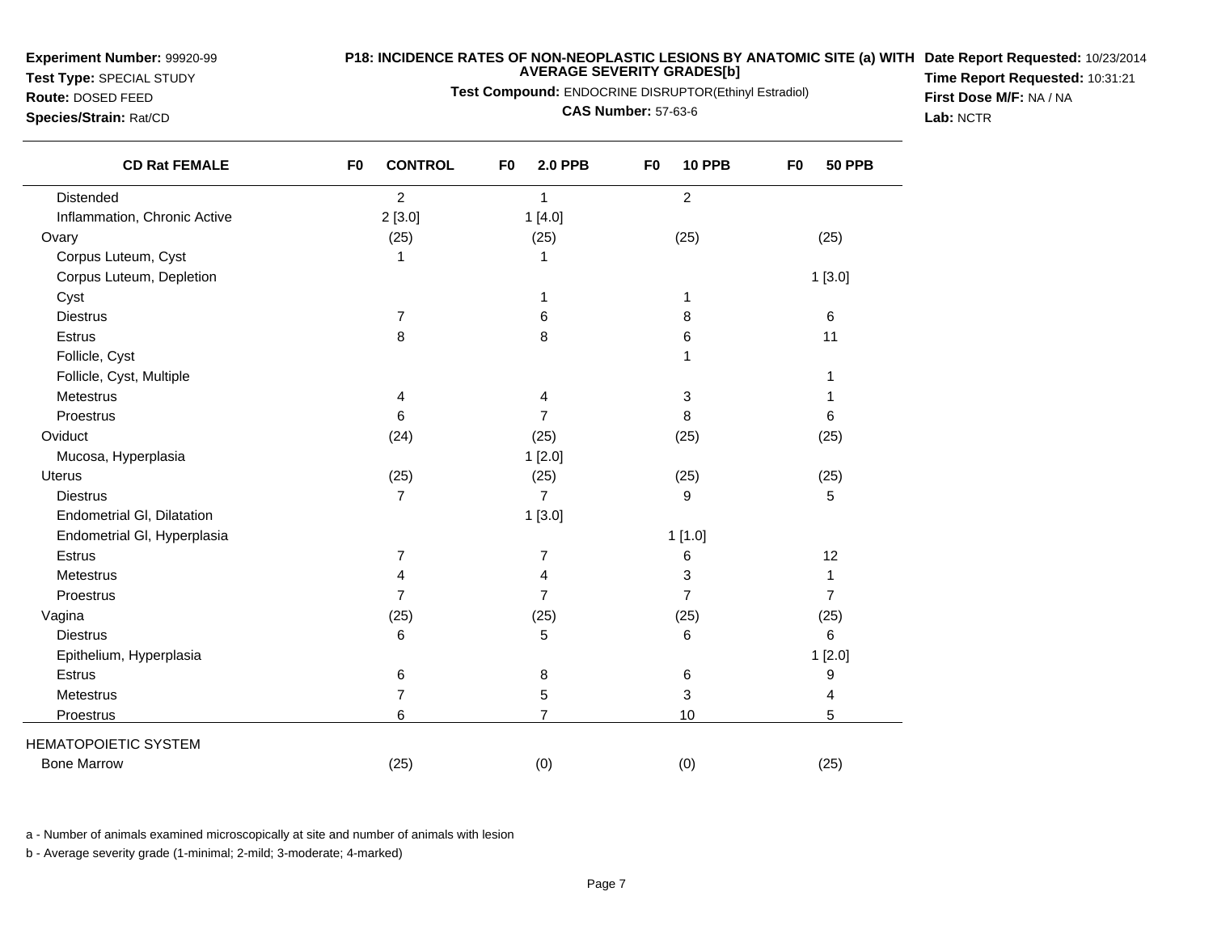**Experiment Number:** 99920-99
**Test Type:** SPECIAL STUDY
**Route:** DOSED FEED
**Species/Strain:** Rat/CD

**P18: INCIDENCE RATES OF NON-NEOPLASTIC LESIONS BY ANATOMIC SITE (a) WITH AVERAGE SEVERITY GRADES[b]**
**Test Compound:** ENDOCRINE DISRUPTOR(Ethinyl Estradiol)
**CAS Number:** 57-63-6

**Date Report Requested:** 10/23/2014
**Time Report Requested:** 10:31:21
**First Dose M/F:** NA / NA
**Lab:** NCTR

| CD Rat FEMALE | F0 CONTROL | F0 2.0 PPB | F0 10 PPB | F0 50 PPB |
|---|---|---|---|---|
| Distended | 2 | 1 | 2 | |
| Inflammation, Chronic Active | 2 [3.0] | 1 [4.0] | | |
| Ovary | (25) | (25) | (25) | (25) |
| Corpus Luteum, Cyst | 1 | 1 | | |
| Corpus Luteum, Depletion | | | | 1 [3.0] |
| Cyst | | 1 | 1 | |
| Diestrus | 7 | 6 | 8 | 6 |
| Estrus | 8 | 8 | 6 | 11 |
| Follicle, Cyst | | | 1 | |
| Follicle, Cyst, Multiple | | | | 1 |
| Metestrus | 4 | 4 | 3 | 1 |
| Proestrus | 6 | 7 | 8 | 6 |
| Oviduct | (24) | (25) | (25) | (25) |
| Mucosa, Hyperplasia | | 1 [2.0] | | |
| Uterus | (25) | (25) | (25) | (25) |
| Diestrus | 7 | 7 | 9 | 5 |
| Endometrial Gl, Dilatation | | 1 [3.0] | | |
| Endometrial Gl, Hyperplasia | | | 1 [1.0] | |
| Estrus | 7 | 7 | 6 | 12 |
| Metestrus | 4 | 4 | 3 | 1 |
| Proestrus | 7 | 7 | 7 | 7 |
| Vagina | (25) | (25) | (25) | (25) |
| Diestrus | 6 | 5 | 6 | 6 |
| Epithelium, Hyperplasia | | | | 1 [2.0] |
| Estrus | 6 | 8 | 6 | 9 |
| Metestrus | 7 | 5 | 3 | 4 |
| Proestrus | 6 | 7 | 10 | 5 |
| HEMATOPOIETIC SYSTEM | | | | |
| Bone Marrow | (25) | (0) | (0) | (25) |

a - Number of animals examined microscopically at site and number of animals with lesion

b - Average severity grade (1-minimal; 2-mild; 3-moderate; 4-marked)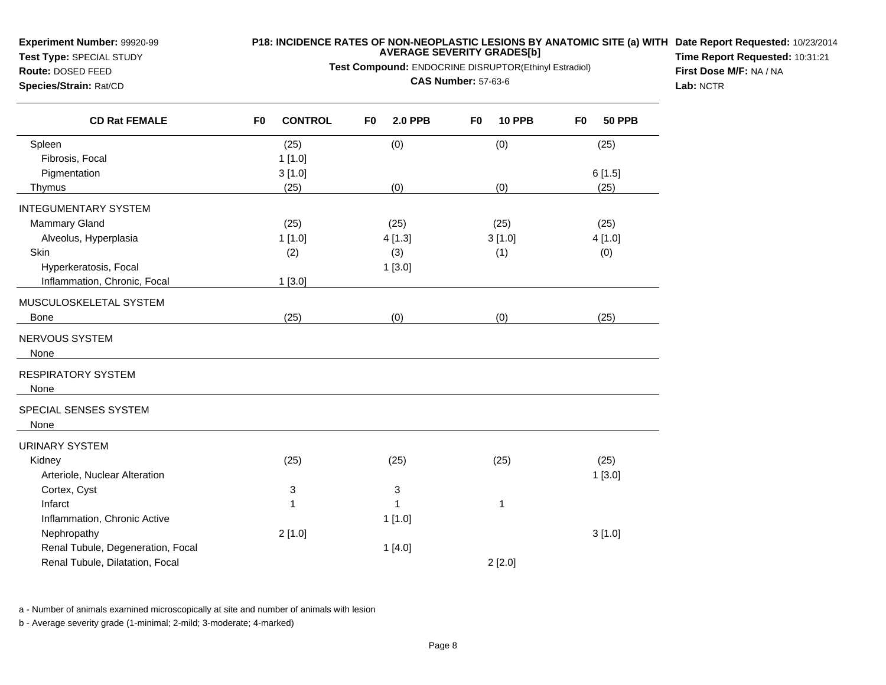**Experiment Number:** 99920-99
**Test Type:** SPECIAL STUDY
**Route:** DOSED FEED
**Species/Strain:** Rat/CD

**P18: INCIDENCE RATES OF NON-NEOPLASTIC LESIONS BY ANATOMIC SITE (a) WITH AVERAGE SEVERITY GRADES[b]**

**Test Compound:** ENDOCRINE DISRUPTOR(Ethinyl Estradiol)

**CAS Number:** 57-63-6

**Date Report Requested:** 10/23/2014
**Time Report Requested:** 10:31:21
**First Dose M/F:** NA / NA
**Lab:** NCTR

| CD Rat FEMALE | F0 CONTROL | F0 2.0 PPB | F0 10 PPB | F0 50 PPB |
|---|---|---|---|---|
| Spleen | (25) | (0) | (0) | (25) |
| Fibrosis, Focal | 1 [1.0] | | | |
| Pigmentation | 3 [1.0] | | | 6 [1.5] |
| Thymus | (25) | (0) | (0) | (25) |
| INTEGUMENTARY SYSTEM | | | | |
| Mammary Gland | (25) | (25) | (25) | (25) |
| Alveolus, Hyperplasia | 1 [1.0] | 4 [1.3] | 3 [1.0] | 4 [1.0] |
| Skin | (2) | (3) | (1) | (0) |
| Hyperkeratosis, Focal | | 1 [3.0] | | |
| Inflammation, Chronic, Focal | 1 [3.0] | | | |
| MUSCULOSKELETAL SYSTEM | | | | |
| Bone | (25) | (0) | (0) | (25) |
| NERVOUS SYSTEM | | | | |
| None | | | | |
| RESPIRATORY SYSTEM | | | | |
| None | | | | |
| SPECIAL SENSES SYSTEM | | | | |
| None | | | | |
| URINARY SYSTEM | | | | |
| Kidney | (25) | (25) | (25) | (25) |
| Arteriole, Nuclear Alteration | | | | 1 [3.0] |
| Cortex, Cyst | 3 | 3 | | |
| Infarct | 1 | 1 | 1 | |
| Inflammation, Chronic Active | | 1 [1.0] | | |
| Nephropathy | 2 [1.0] | | | 3 [1.0] |
| Renal Tubule, Degeneration, Focal | | 1 [4.0] | | |
| Renal Tubule, Dilatation, Focal | | | 2 [2.0] | |

a - Number of animals examined microscopically at site and number of animals with lesion

b - Average severity grade (1-minimal; 2-mild; 3-moderate; 4-marked)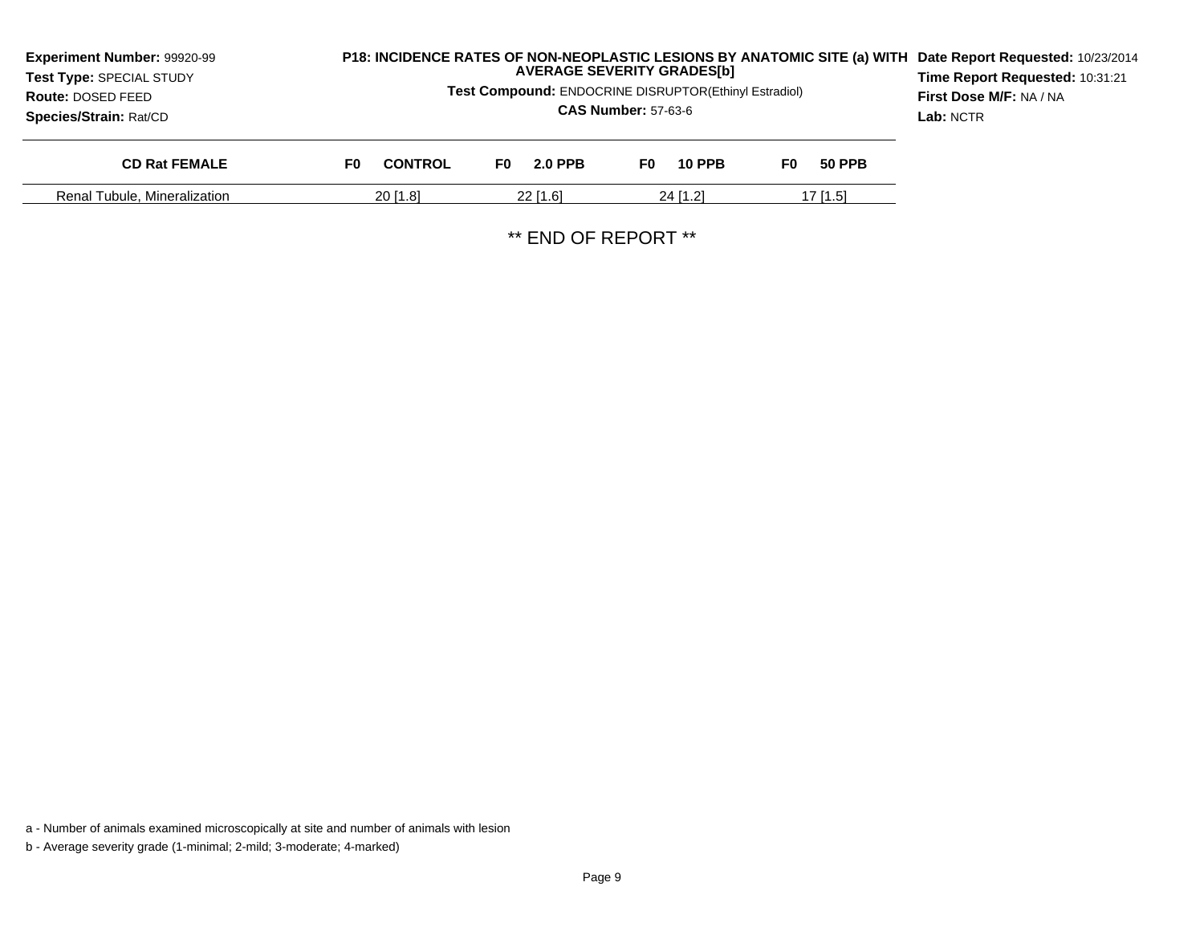**Experiment Number:** 99920-99
**Test Type:** SPECIAL STUDY
**Route:** DOSED FEED
**Species/Strain:** Rat/CD

**P18: INCIDENCE RATES OF NON-NEOPLASTIC LESIONS BY ANATOMIC SITE (a) WITH AVERAGE SEVERITY GRADES[b]**

**Test Compound:** ENDOCRINE DISRUPTOR(Ethinyl Estradiol)

**CAS Number:** 57-63-6

**Date Report Requested:** 10/23/2014
**Time Report Requested:** 10:31:21
**First Dose M/F:** NA / NA
**Lab:** NCTR

| CD Rat FEMALE | F0 CONTROL | F0 2.0 PPB | F0 10 PPB | F0 50 PPB |
|---|---|---|---|---|
| Renal Tubule, Mineralization | 20 [1.8] | 22 [1.6] | 24 [1.2] | 17 [1.5] |

** END OF REPORT **

a - Number of animals examined microscopically at site and number of animals with lesion

b - Average severity grade (1-minimal; 2-mild; 3-moderate; 4-marked)